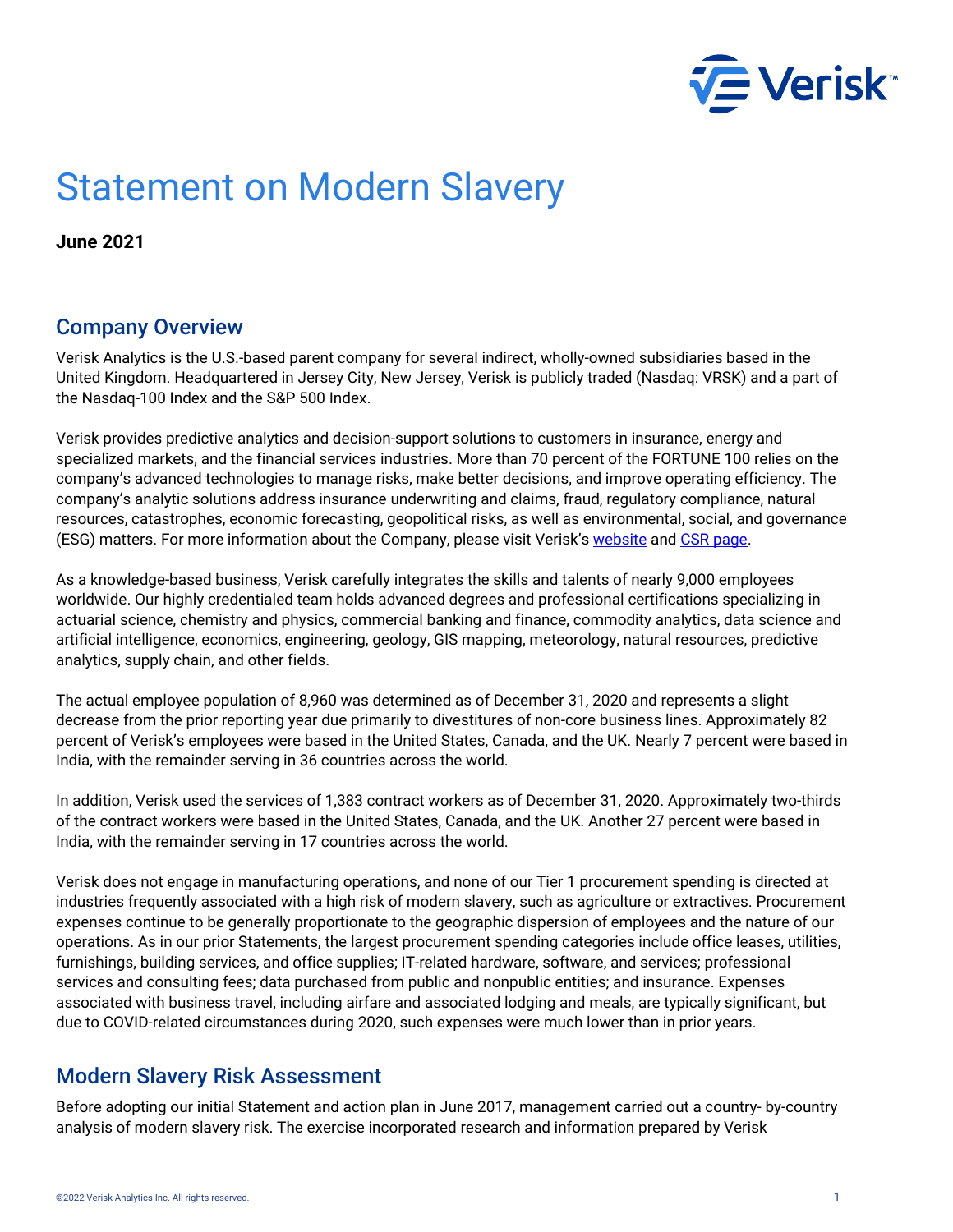# Statement on Modern Slavery

**June 2021**

## Company Overview

Verisk Analytics is the U.S.-based parent company for several indirect, wholly-owned subsidiaries based in the United Kingdom. Headquartered in Jersey City, New Jersey, Verisk is publicly traded (Nasdaq: VRSK) and a part of the Nasdaq-100 Index and the S&P 500 Index.

Verisk provides predictive analytics and decision-support solutions to customers in insurance, energy and specialized markets, and the financial services industries. More than 70 percent of the FORTUNE 100 relies on the company's advanced technologies to manage risks, make better decisions, and improve operating efficiency. The company's analytic solutions address insurance underwriting and claims, fraud, regulatory compliance, natural resources, catastrophes, economic forecasting, geopolitical risks, as well as environmental, social, and governance (ESG) matters. For more information about the Company, please visit Verisk's website and CSR page.

As a knowledge-based business, Verisk carefully integrates the skills and talents of nearly 9,000 employees worldwide. Our highly credentialed team holds advanced degrees and professional certifications specializing in actuarial science, chemistry and physics, commercial banking and finance, commodity analytics, data science and artificial intelligence, economics, engineering, geology, GIS mapping, meteorology, natural resources, predictive analytics, supply chain, and other fields.

The actual employee population of 8,960 was determined as of December 31, 2020 and represents a slight decrease from the prior reporting year due primarily to divestitures of non-core business lines. Approximately 82 percent of Verisk's employees were based in the United States, Canada, and the UK. Nearly 7 percent were based in India, with the remainder serving in 36 countries across the world.

In addition, Verisk used the services of 1,383 contract workers as of December 31, 2020. Approximately two-thirds of the contract workers were based in the United States, Canada, and the UK. Another 27 percent were based in India, with the remainder serving in 17 countries across the world.

Verisk does not engage in manufacturing operations, and none of our Tier 1 procurement spending is directed at industries frequently associated with a high risk of modern slavery, such as agriculture or extractives. Procurement expenses continue to be generally proportionate to the geographic dispersion of employees and the nature of our operations. As in our prior Statements, the largest procurement spending categories include office leases, utilities, furnishings, building services, and office supplies; IT-related hardware, software, and services; professional services and consulting fees; data purchased from public and nonpublic entities; and insurance. Expenses associated with business travel, including airfare and associated lodging and meals, are typically significant, but due to COVID-related circumstances during 2020, such expenses were much lower than in prior years.

## Modern Slavery Risk Assessment

Before adopting our initial Statement and action plan in June 2017, management carried out a country- by-country analysis of modern slavery risk. The exercise incorporated research and information prepared by Verisk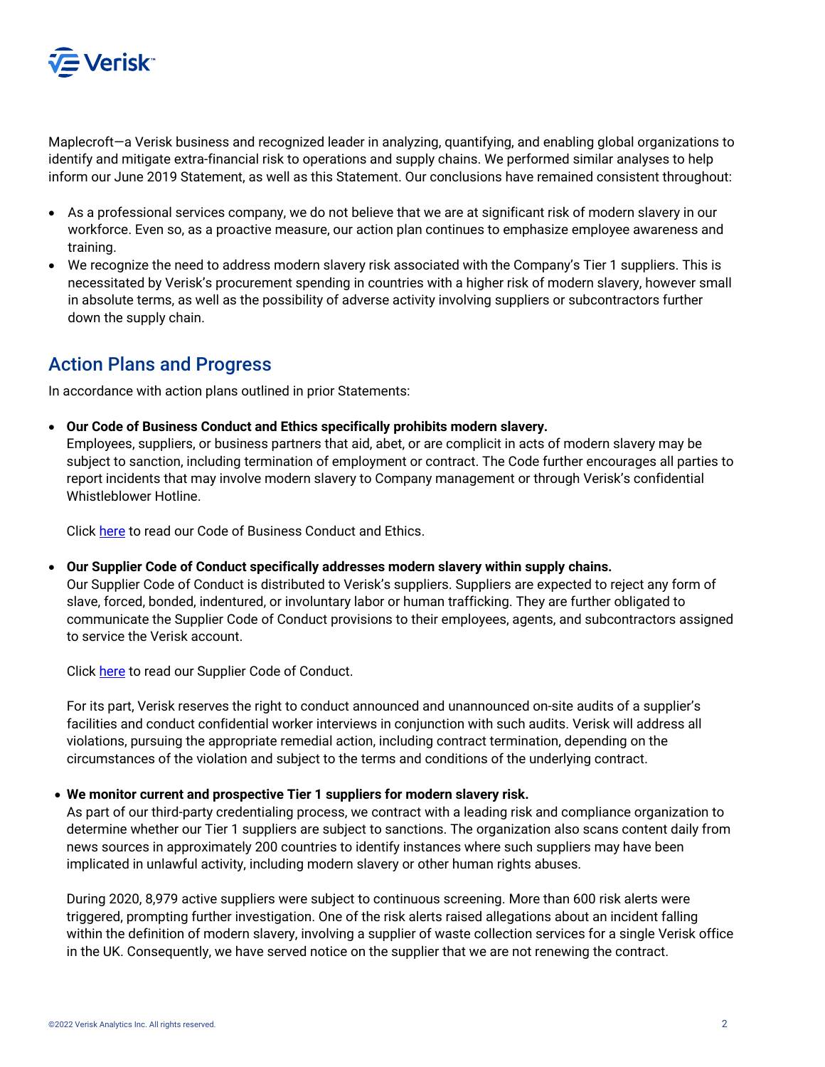Maplecroft—a Verisk business and recognized leader in analyzing, quantifying, and enabling global organizations to identify and mitigate extra-financial risk to operations and supply chains. We performed similar analyses to help inform our June 2019 Statement, as well as this Statement. Our conclusions have remained consistent throughout:

- As a professional services company, we do not believe that we are at significant risk of modern slavery in our workforce. Even so, as a proactive measure, our action plan continues to emphasize employee awareness and training.
- We recognize the need to address modern slavery risk associated with the Company's Tier 1 suppliers. This is necessitated by Verisk's procurement spending in countries with a higher risk of modern slavery, however small in absolute terms, as well as the possibility of adverse activity involving suppliers or subcontractors further down the supply chain.

## Action Plans and Progress

In accordance with action plans outlined in prior Statements:

- **Our Code of Business Conduct and Ethics specifically prohibits modern slavery.**
  Employees, suppliers, or business partners that aid, abet, or are complicit in acts of modern slavery may be subject to sanction, including termination of employment or contract. The Code further encourages all parties to report incidents that may involve modern slavery to Company management or through Verisk's confidential Whistleblower Hotline.

  Click here to read our Code of Business Conduct and Ethics.

- **Our Supplier Code of Conduct specifically addresses modern slavery within supply chains.**
  Our Supplier Code of Conduct is distributed to Verisk's suppliers. Suppliers are expected to reject any form of slave, forced, bonded, indentured, or involuntary labor or human trafficking. They are further obligated to communicate the Supplier Code of Conduct provisions to their employees, agents, and subcontractors assigned to service the Verisk account.

  Click here to read our Supplier Code of Conduct.

  For its part, Verisk reserves the right to conduct announced and unannounced on-site audits of a supplier's facilities and conduct confidential worker interviews in conjunction with such audits. Verisk will address all violations, pursuing the appropriate remedial action, including contract termination, depending on the circumstances of the violation and subject to the terms and conditions of the underlying contract.

- **We monitor current and prospective Tier 1 suppliers for modern slavery risk.**
  As part of our third-party credentialing process, we contract with a leading risk and compliance organization to determine whether our Tier 1 suppliers are subject to sanctions. The organization also scans content daily from news sources in approximately 200 countries to identify instances where such suppliers may have been implicated in unlawful activity, including modern slavery or other human rights abuses.

  During 2020, 8,979 active suppliers were subject to continuous screening. More than 600 risk alerts were triggered, prompting further investigation. One of the risk alerts raised allegations about an incident falling within the definition of modern slavery, involving a supplier of waste collection services for a single Verisk office in the UK. Consequently, we have served notice on the supplier that we are not renewing the contract.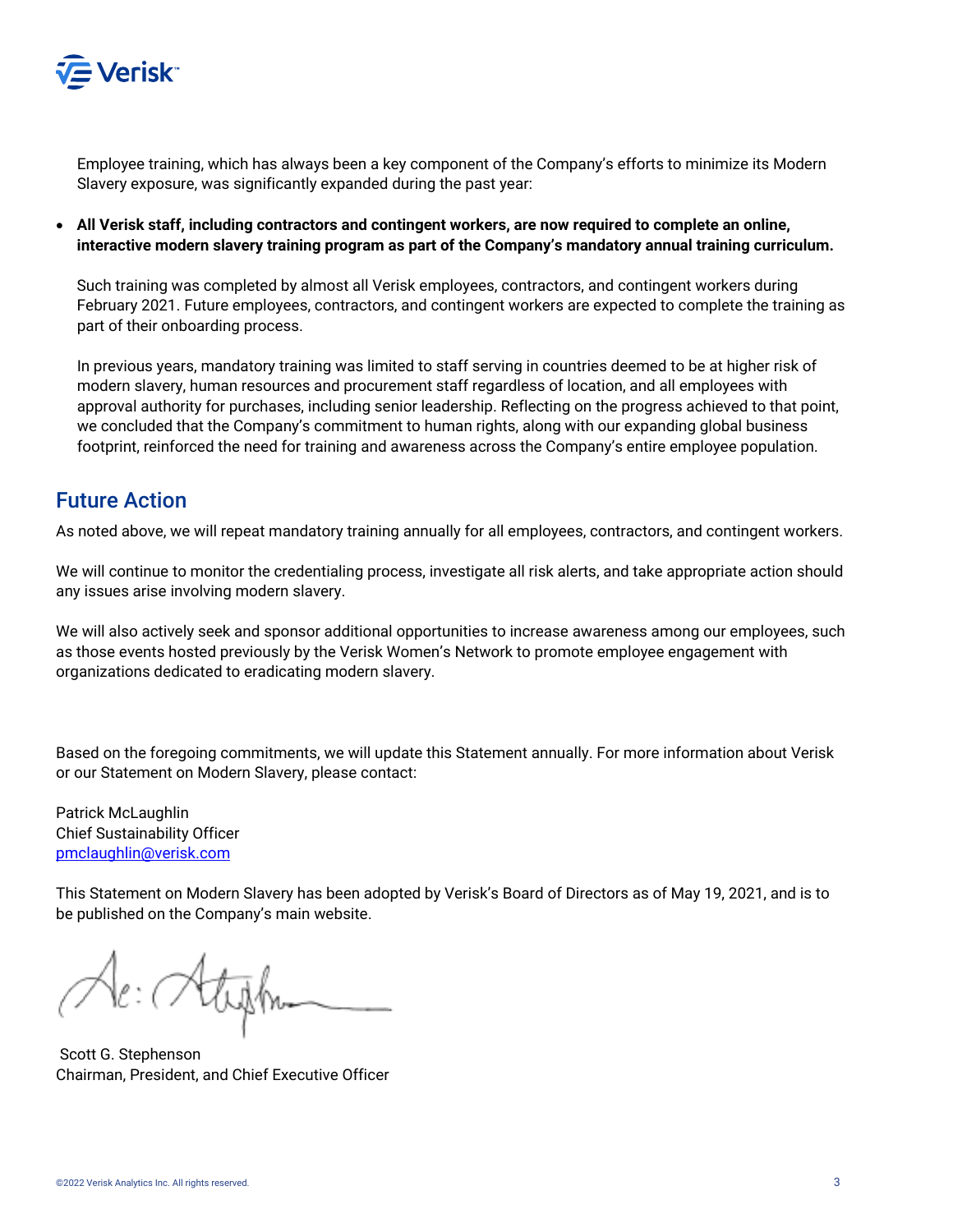Employee training, which has always been a key component of the Company's efforts to minimize its Modern Slavery exposure, was significantly expanded during the past year:

- **All Verisk staff, including contractors and contingent workers, are now required to complete an online, interactive modern slavery training program as part of the Company's mandatory annual training curriculum.**

  Such training was completed by almost all Verisk employees, contractors, and contingent workers during February 2021. Future employees, contractors, and contingent workers are expected to complete the training as part of their onboarding process.

  In previous years, mandatory training was limited to staff serving in countries deemed to be at higher risk of modern slavery, human resources and procurement staff regardless of location, and all employees with approval authority for purchases, including senior leadership. Reflecting on the progress achieved to that point, we concluded that the Company's commitment to human rights, along with our expanding global business footprint, reinforced the need for training and awareness across the Company's entire employee population.

## Future Action

As noted above, we will repeat mandatory training annually for all employees, contractors, and contingent workers.

We will continue to monitor the credentialing process, investigate all risk alerts, and take appropriate action should any issues arise involving modern slavery.

We will also actively seek and sponsor additional opportunities to increase awareness among our employees, such as those events hosted previously by the Verisk Women's Network to promote employee engagement with organizations dedicated to eradicating modern slavery.

Based on the foregoing commitments, we will update this Statement annually. For more information about Verisk or our Statement on Modern Slavery, please contact:

Patrick McLaughlin
Chief Sustainability Officer
pmclaughlin@verisk.com

This Statement on Modern Slavery has been adopted by Verisk's Board of Directors as of May 19, 2021, and is to be published on the Company's main website.

Scott G. Stephenson
Chairman, President, and Chief Executive Officer

©2022 Verisk Analytics Inc. All rights reserved.